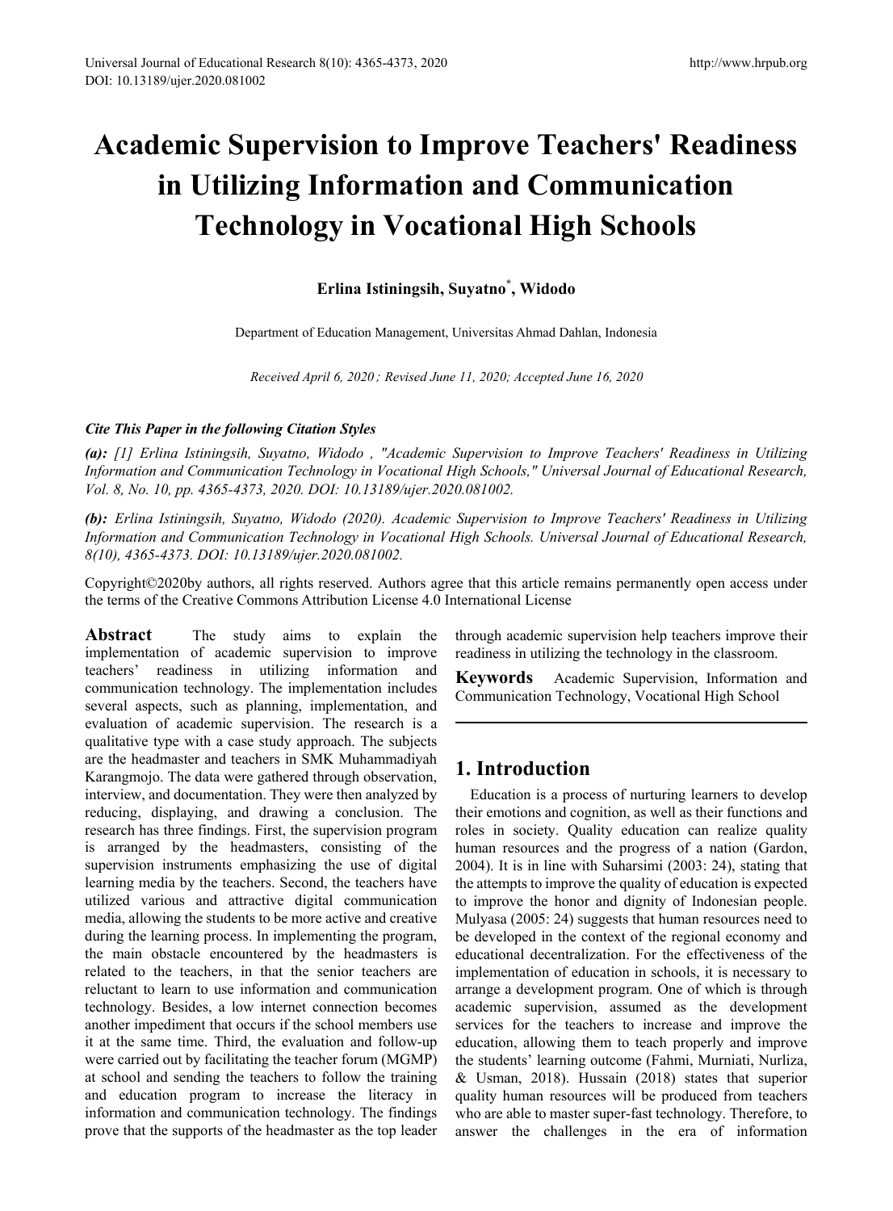# Academic Supervision to Improve Teachers' Readiness in Utilizing Information and Communication Technology in Vocational High Schools

**Erlina Istiningsih, Suyatno*, Widodo**

Department of Education Management, Universitas Ahmad Dahlan, Indonesia

*Received April 6, 2020; Revised June 11, 2020; Accepted June 16, 2020*

***Cite This Paper in the following Citation Styles***

***(a):*** *[1] Erlina Istiningsih, Suyatno, Widodo , "Academic Supervision to Improve Teachers' Readiness in Utilizing Information and Communication Technology in Vocational High Schools," Universal Journal of Educational Research, Vol. 8, No. 10, pp. 4365-4373, 2020. DOI: 10.13189/ujer.2020.081002.*

***(b):*** *Erlina Istiningsih, Suyatno, Widodo (2020). Academic Supervision to Improve Teachers' Readiness in Utilizing Information and Communication Technology in Vocational High Schools. Universal Journal of Educational Research, 8(10), 4365-4373. DOI: 10.13189/ujer.2020.081002.*

Copyright©2020by authors, all rights reserved. Authors agree that this article remains permanently open access under the terms of the Creative Commons Attribution License 4.0 International License

**Abstract** The study aims to explain the implementation of academic supervision to improve teachers' readiness in utilizing information and communication technology. The implementation includes several aspects, such as planning, implementation, and evaluation of academic supervision. The research is a qualitative type with a case study approach. The subjects are the headmaster and teachers in SMK Muhammadiyah Karangmojo. The data were gathered through observation, interview, and documentation. They were then analyzed by reducing, displaying, and drawing a conclusion. The research has three findings. First, the supervision program is arranged by the headmasters, consisting of the supervision instruments emphasizing the use of digital learning media by the teachers. Second, the teachers have utilized various and attractive digital communication media, allowing the students to be more active and creative during the learning process. In implementing the program, the main obstacle encountered by the headmasters is related to the teachers, in that the senior teachers are reluctant to learn to use information and communication technology. Besides, a low internet connection becomes another impediment that occurs if the school members use it at the same time. Third, the evaluation and follow-up were carried out by facilitating the teacher forum (MGMP) at school and sending the teachers to follow the training and education program to increase the literacy in information and communication technology. The findings prove that the supports of the headmaster as the top leader through academic supervision help teachers improve their readiness in utilizing the technology in the classroom.

**Keywords** Academic Supervision, Information and Communication Technology, Vocational High School

## 1. Introduction

Education is a process of nurturing learners to develop their emotions and cognition, as well as their functions and roles in society. Quality education can realize quality human resources and the progress of a nation (Gardon, 2004). It is in line with Suharsimi (2003: 24), stating that the attempts to improve the quality of education is expected to improve the honor and dignity of Indonesian people. Mulyasa (2005: 24) suggests that human resources need to be developed in the context of the regional economy and educational decentralization. For the effectiveness of the implementation of education in schools, it is necessary to arrange a development program. One of which is through academic supervision, assumed as the development services for the teachers to increase and improve the education, allowing them to teach properly and improve the students' learning outcome (Fahmi, Murniati, Nurliza, & Usman, 2018). Hussain (2018) states that superior quality human resources will be produced from teachers who are able to master super-fast technology. Therefore, to answer the challenges in the era of information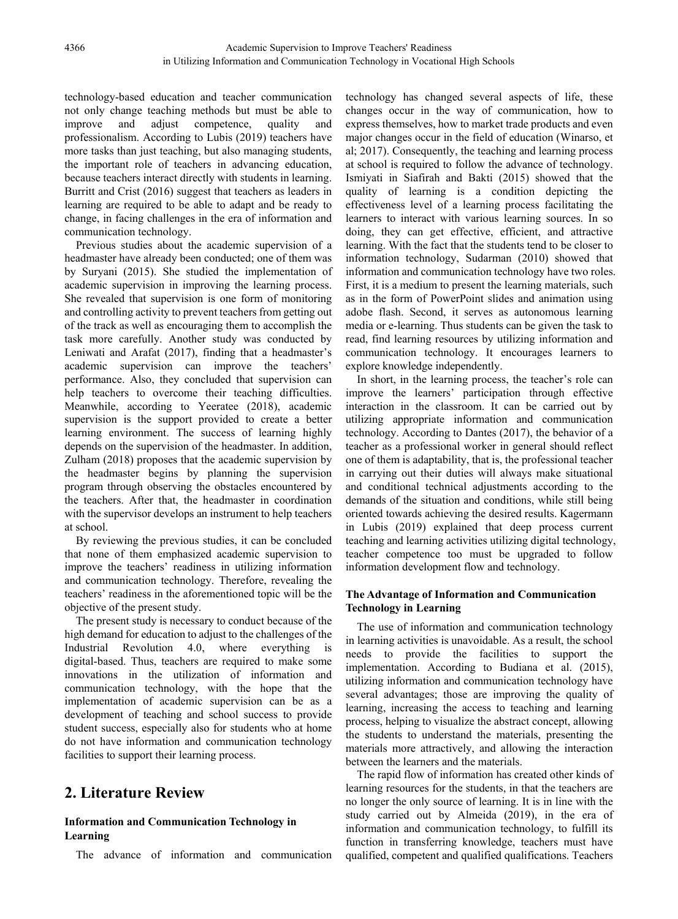technology-based education and teacher communication not only change teaching methods but must be able to improve and adjust competence, quality and professionalism. According to Lubis (2019) teachers have more tasks than just teaching, but also managing students, the important role of teachers in advancing education, because teachers interact directly with students in learning. Burritt and Crist (2016) suggest that teachers as leaders in learning are required to be able to adapt and be ready to change, in facing challenges in the era of information and communication technology.

Previous studies about the academic supervision of a headmaster have already been conducted; one of them was by Suryani (2015). She studied the implementation of academic supervision in improving the learning process. She revealed that supervision is one form of monitoring and controlling activity to prevent teachers from getting out of the track as well as encouraging them to accomplish the task more carefully. Another study was conducted by Leniwati and Arafat (2017), finding that a headmaster's academic supervision can improve the teachers' performance. Also, they concluded that supervision can help teachers to overcome their teaching difficulties. Meanwhile, according to Yeeratee (2018), academic supervision is the support provided to create a better learning environment. The success of learning highly depends on the supervision of the headmaster. In addition, Zulham (2018) proposes that the academic supervision by the headmaster begins by planning the supervision program through observing the obstacles encountered by the teachers. After that, the headmaster in coordination with the supervisor develops an instrument to help teachers at school.

By reviewing the previous studies, it can be concluded that none of them emphasized academic supervision to improve the teachers' readiness in utilizing information and communication technology. Therefore, revealing the teachers' readiness in the aforementioned topic will be the objective of the present study.

The present study is necessary to conduct because of the high demand for education to adjust to the challenges of the Industrial Revolution 4.0, where everything is digital-based. Thus, teachers are required to make some innovations in the utilization of information and communication technology, with the hope that the implementation of academic supervision can be as a development of teaching and school success to provide student success, especially also for students who at home do not have information and communication technology facilities to support their learning process.

## 2. Literature Review

### Information and Communication Technology in Learning

The advance of information and communication technology has changed several aspects of life, these changes occur in the way of communication, how to express themselves, how to market trade products and even major changes occur in the field of education (Winarso, et al; 2017). Consequently, the teaching and learning process at school is required to follow the advance of technology. Ismiyati in Siafirah and Bakti (2015) showed that the quality of learning is a condition depicting the effectiveness level of a learning process facilitating the learners to interact with various learning sources. In so doing, they can get effective, efficient, and attractive learning. With the fact that the students tend to be closer to information technology, Sudarman (2010) showed that information and communication technology have two roles. First, it is a medium to present the learning materials, such as in the form of PowerPoint slides and animation using adobe flash. Second, it serves as autonomous learning media or e-learning. Thus students can be given the task to read, find learning resources by utilizing information and communication technology. It encourages learners to explore knowledge independently.

In short, in the learning process, the teacher's role can improve the learners' participation through effective interaction in the classroom. It can be carried out by utilizing appropriate information and communication technology. According to Dantes (2017), the behavior of a teacher as a professional worker in general should reflect one of them is adaptability, that is, the professional teacher in carrying out their duties will always make situational and conditional technical adjustments according to the demands of the situation and conditions, while still being oriented towards achieving the desired results. Kagermann in Lubis (2019) explained that deep process current teaching and learning activities utilizing digital technology, teacher competence too must be upgraded to follow information development flow and technology.

### The Advantage of Information and Communication Technology in Learning

The use of information and communication technology in learning activities is unavoidable. As a result, the school needs to provide the facilities to support the implementation. According to Budiana et al. (2015), utilizing information and communication technology have several advantages; those are improving the quality of learning, increasing the access to teaching and learning process, helping to visualize the abstract concept, allowing the students to understand the materials, presenting the materials more attractively, and allowing the interaction between the learners and the materials.

The rapid flow of information has created other kinds of learning resources for the students, in that the teachers are no longer the only source of learning. It is in line with the study carried out by Almeida (2019), in the era of information and communication technology, to fulfill its function in transferring knowledge, teachers must have qualified, competent and qualified qualifications. Teachers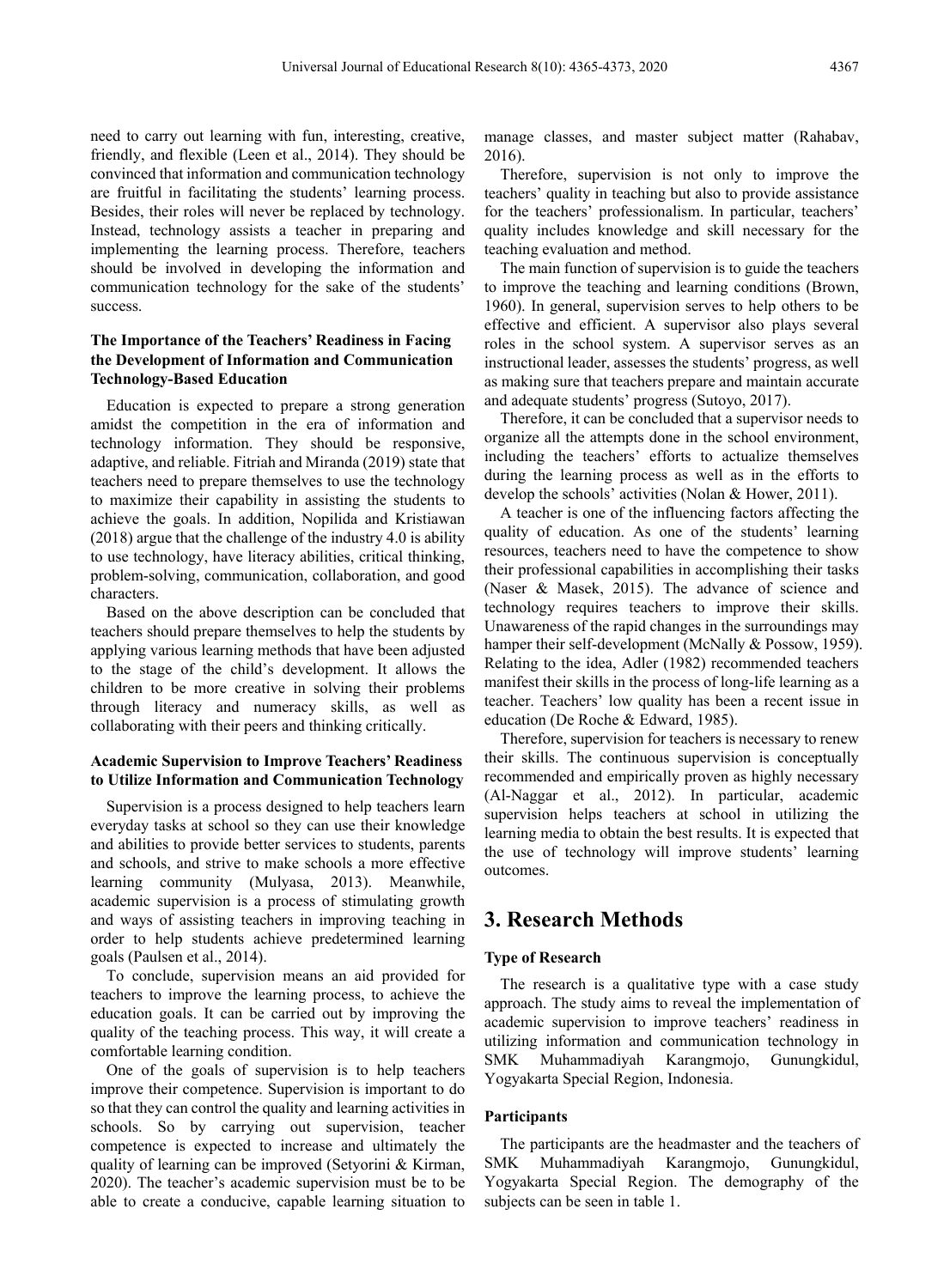need to carry out learning with fun, interesting, creative, friendly, and flexible (Leen et al., 2014). They should be convinced that information and communication technology are fruitful in facilitating the students' learning process. Besides, their roles will never be replaced by technology. Instead, technology assists a teacher in preparing and implementing the learning process. Therefore, teachers should be involved in developing the information and communication technology for the sake of the students' success.

### The Importance of the Teachers' Readiness in Facing the Development of Information and Communication Technology-Based Education

Education is expected to prepare a strong generation amidst the competition in the era of information and technology information. They should be responsive, adaptive, and reliable. Fitriah and Miranda (2019) state that teachers need to prepare themselves to use the technology to maximize their capability in assisting the students to achieve the goals. In addition, Nopilida and Kristiawan (2018) argue that the challenge of the industry 4.0 is ability to use technology, have literacy abilities, critical thinking, problem-solving, communication, collaboration, and good characters.

Based on the above description can be concluded that teachers should prepare themselves to help the students by applying various learning methods that have been adjusted to the stage of the child's development. It allows the children to be more creative in solving their problems through literacy and numeracy skills, as well as collaborating with their peers and thinking critically.

### Academic Supervision to Improve Teachers' Readiness to Utilize Information and Communication Technology

Supervision is a process designed to help teachers learn everyday tasks at school so they can use their knowledge and abilities to provide better services to students, parents and schools, and strive to make schools a more effective learning community (Mulyasa, 2013). Meanwhile, academic supervision is a process of stimulating growth and ways of assisting teachers in improving teaching in order to help students achieve predetermined learning goals (Paulsen et al., 2014).

To conclude, supervision means an aid provided for teachers to improve the learning process, to achieve the education goals. It can be carried out by improving the quality of the teaching process. This way, it will create a comfortable learning condition.

One of the goals of supervision is to help teachers improve their competence. Supervision is important to do so that they can control the quality and learning activities in schools. So by carrying out supervision, teacher competence is expected to increase and ultimately the quality of learning can be improved (Setyorini & Kirman, 2020). The teacher's academic supervision must be to be able to create a conducive, capable learning situation to manage classes, and master subject matter (Rahabav, 2016).

Therefore, supervision is not only to improve the teachers' quality in teaching but also to provide assistance for the teachers' professionalism. In particular, teachers' quality includes knowledge and skill necessary for the teaching evaluation and method.

The main function of supervision is to guide the teachers to improve the teaching and learning conditions (Brown, 1960). In general, supervision serves to help others to be effective and efficient. A supervisor also plays several roles in the school system. A supervisor serves as an instructional leader, assesses the students' progress, as well as making sure that teachers prepare and maintain accurate and adequate students' progress (Sutoyo, 2017).

Therefore, it can be concluded that a supervisor needs to organize all the attempts done in the school environment, including the teachers' efforts to actualize themselves during the learning process as well as in the efforts to develop the schools' activities (Nolan & Hower, 2011).

A teacher is one of the influencing factors affecting the quality of education. As one of the students' learning resources, teachers need to have the competence to show their professional capabilities in accomplishing their tasks (Naser & Masek, 2015). The advance of science and technology requires teachers to improve their skills. Unawareness of the rapid changes in the surroundings may hamper their self-development (McNally & Possow, 1959). Relating to the idea, Adler (1982) recommended teachers manifest their skills in the process of long-life learning as a teacher. Teachers' low quality has been a recent issue in education (De Roche & Edward, 1985).

Therefore, supervision for teachers is necessary to renew their skills. The continuous supervision is conceptually recommended and empirically proven as highly necessary (Al-Naggar et al., 2012). In particular, academic supervision helps teachers at school in utilizing the learning media to obtain the best results. It is expected that the use of technology will improve students' learning outcomes.

## 3. Research Methods

### Type of Research

The research is a qualitative type with a case study approach. The study aims to reveal the implementation of academic supervision to improve teachers' readiness in utilizing information and communication technology in SMK Muhammadiyah Karangmojo, Gunungkidul, Yogyakarta Special Region, Indonesia.

### Participants

The participants are the headmaster and the teachers of SMK Muhammadiyah Karangmojo, Gunungkidul, Yogyakarta Special Region. The demography of the subjects can be seen in table 1.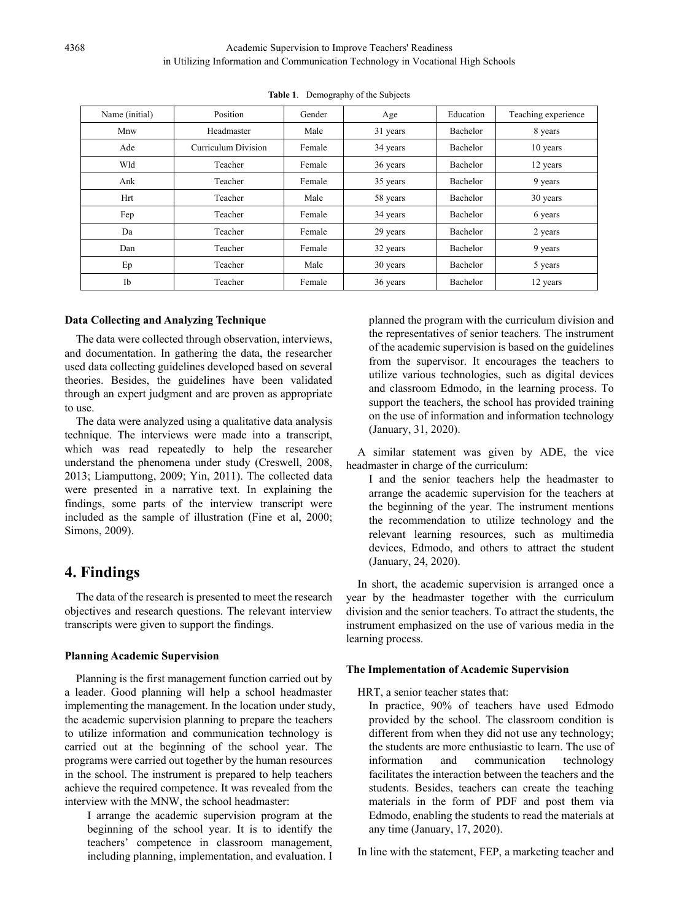**Table 1**. Demography of the Subjects

| Name (initial) | Position | Gender | Age | Education | Teaching experience |
|---|---|---|---|---|---|
| Mnw | Headmaster | Male | 31 years | Bachelor | 8 years |
| Ade | Curriculum Division | Female | 34 years | Bachelor | 10 years |
| Wld | Teacher | Female | 36 years | Bachelor | 12 years |
| Ank | Teacher | Female | 35 years | Bachelor | 9 years |
| Hrt | Teacher | Male | 58 years | Bachelor | 30 years |
| Fep | Teacher | Female | 34 years | Bachelor | 6 years |
| Da | Teacher | Female | 29 years | Bachelor | 2 years |
| Dan | Teacher | Female | 32 years | Bachelor | 9 years |
| Ep | Teacher | Male | 30 years | Bachelor | 5 years |
| Ib | Teacher | Female | 36 years | Bachelor | 12 years |

### Data Collecting and Analyzing Technique

The data were collected through observation, interviews, and documentation. In gathering the data, the researcher used data collecting guidelines developed based on several theories. Besides, the guidelines have been validated through an expert judgment and are proven as appropriate to use.

The data were analyzed using a qualitative data analysis technique. The interviews were made into a transcript, which was read repeatedly to help the researcher understand the phenomena under study (Creswell, 2008, 2013; Liamputtong, 2009; Yin, 2011). The collected data were presented in a narrative text. In explaining the findings, some parts of the interview transcript were included as the sample of illustration (Fine et al, 2000; Simons, 2009).

## 4. Findings

The data of the research is presented to meet the research objectives and research questions. The relevant interview transcripts were given to support the findings.

### Planning Academic Supervision

Planning is the first management function carried out by a leader. Good planning will help a school headmaster implementing the management. In the location under study, the academic supervision planning to prepare the teachers to utilize information and communication technology is carried out at the beginning of the school year. The programs were carried out together by the human resources in the school. The instrument is prepared to help teachers achieve the required competence. It was revealed from the interview with the MNW, the school headmaster:

> I arrange the academic supervision program at the beginning of the school year. It is to identify the teachers' competence in classroom management, including planning, implementation, and evaluation. I planned the program with the curriculum division and the representatives of senior teachers. The instrument of the academic supervision is based on the guidelines from the supervisor. It encourages the teachers to utilize various technologies, such as digital devices and classroom Edmodo, in the learning process. To support the teachers, the school has provided training on the use of information and information technology (January, 31, 2020).

A similar statement was given by ADE, the vice headmaster in charge of the curriculum:

> I and the senior teachers help the headmaster to arrange the academic supervision for the teachers at the beginning of the year. The instrument mentions the recommendation to utilize technology and the relevant learning resources, such as multimedia devices, Edmodo, and others to attract the student (January, 24, 2020).

In short, the academic supervision is arranged once a year by the headmaster together with the curriculum division and the senior teachers. To attract the students, the instrument emphasized on the use of various media in the learning process.

### The Implementation of Academic Supervision

HRT, a senior teacher states that:

> In practice, 90% of teachers have used Edmodo provided by the school. The classroom condition is different from when they did not use any technology; the students are more enthusiastic to learn. The use of information and communication technology facilitates the interaction between the teachers and the students. Besides, teachers can create the teaching materials in the form of PDF and post them via Edmodo, enabling the students to read the materials at any time (January, 17, 2020).

In line with the statement, FEP, a marketing teacher and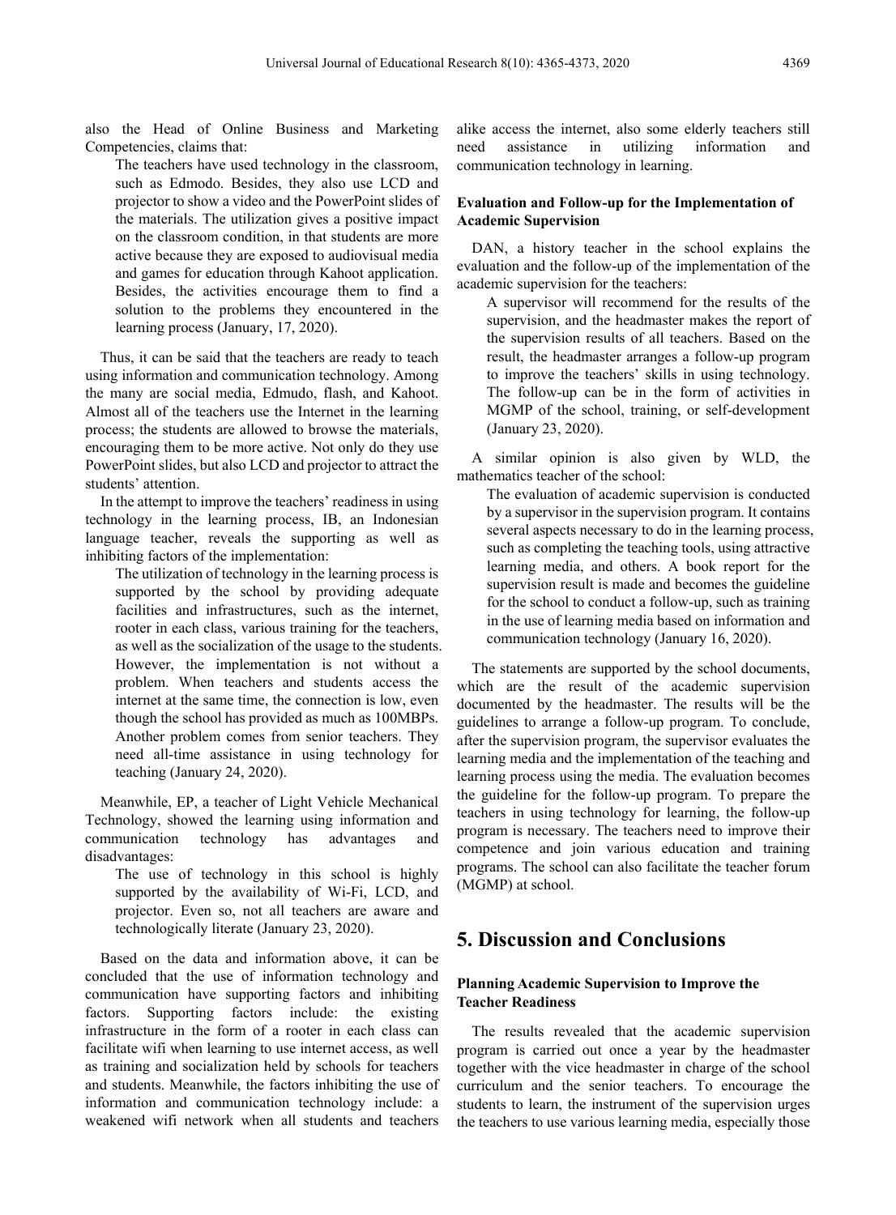also the Head of Online Business and Marketing Competencies, claims that:

> The teachers have used technology in the classroom, such as Edmodo. Besides, they also use LCD and projector to show a video and the PowerPoint slides of the materials. The utilization gives a positive impact on the classroom condition, in that students are more active because they are exposed to audiovisual media and games for education through Kahoot application. Besides, the activities encourage them to find a solution to the problems they encountered in the learning process (January, 17, 2020).

Thus, it can be said that the teachers are ready to teach using information and communication technology. Among the many are social media, Edmodo, flash, and Kahoot. Almost all of the teachers use the Internet in the learning process; the students are allowed to browse the materials, encouraging them to be more active. Not only do they use PowerPoint slides, but also LCD and projector to attract the students' attention.

In the attempt to improve the teachers' readiness in using technology in the learning process, IB, an Indonesian language teacher, reveals the supporting as well as inhibiting factors of the implementation:

> The utilization of technology in the learning process is supported by the school by providing adequate facilities and infrastructures, such as the internet, rooter in each class, various training for the teachers, as well as the socialization of the usage to the students. However, the implementation is not without a problem. When teachers and students access the internet at the same time, the connection is low, even though the school has provided as much as 100MBPs. Another problem comes from senior teachers. They need all-time assistance in using technology for teaching (January 24, 2020).

Meanwhile, EP, a teacher of Light Vehicle Mechanical Technology, showed the learning using information and communication technology has advantages and disadvantages:

> The use of technology in this school is highly supported by the availability of Wi-Fi, LCD, and projector. Even so, not all teachers are aware and technologically literate (January 23, 2020).

Based on the data and information above, it can be concluded that the use of information technology and communication have supporting factors and inhibiting factors. Supporting factors include: the existing infrastructure in the form of a rooter in each class can facilitate wifi when learning to use internet access, as well as training and socialization held by schools for teachers and students. Meanwhile, the factors inhibiting the use of information and communication technology include: a weakened wifi network when all students and teachers alike access the internet, also some elderly teachers still need assistance in utilizing information and communication technology in learning.

### Evaluation and Follow-up for the Implementation of Academic Supervision

DAN, a history teacher in the school explains the evaluation and the follow-up of the implementation of the academic supervision for the teachers:

> A supervisor will recommend for the results of the supervision, and the headmaster makes the report of the supervision results of all teachers. Based on the result, the headmaster arranges a follow-up program to improve the teachers' skills in using technology. The follow-up can be in the form of activities in MGMP of the school, training, or self-development (January 23, 2020).

A similar opinion is also given by WLD, the mathematics teacher of the school:

> The evaluation of academic supervision is conducted by a supervisor in the supervision program. It contains several aspects necessary to do in the learning process, such as completing the teaching tools, using attractive learning media, and others. A book report for the supervision result is made and becomes the guideline for the school to conduct a follow-up, such as training in the use of learning media based on information and communication technology (January 16, 2020).

The statements are supported by the school documents, which are the result of the academic supervision documented by the headmaster. The results will be the guidelines to arrange a follow-up program. To conclude, after the supervision program, the supervisor evaluates the learning media and the implementation of the teaching and learning process using the media. The evaluation becomes the guideline for the follow-up program. To prepare the teachers in using technology for learning, the follow-up program is necessary. The teachers need to improve their competence and join various education and training programs. The school can also facilitate the teacher forum (MGMP) at school.

## 5. Discussion and Conclusions

### Planning Academic Supervision to Improve the Teacher Readiness

The results revealed that the academic supervision program is carried out once a year by the headmaster together with the vice headmaster in charge of the school curriculum and the senior teachers. To encourage the students to learn, the instrument of the supervision urges the teachers to use various learning media, especially those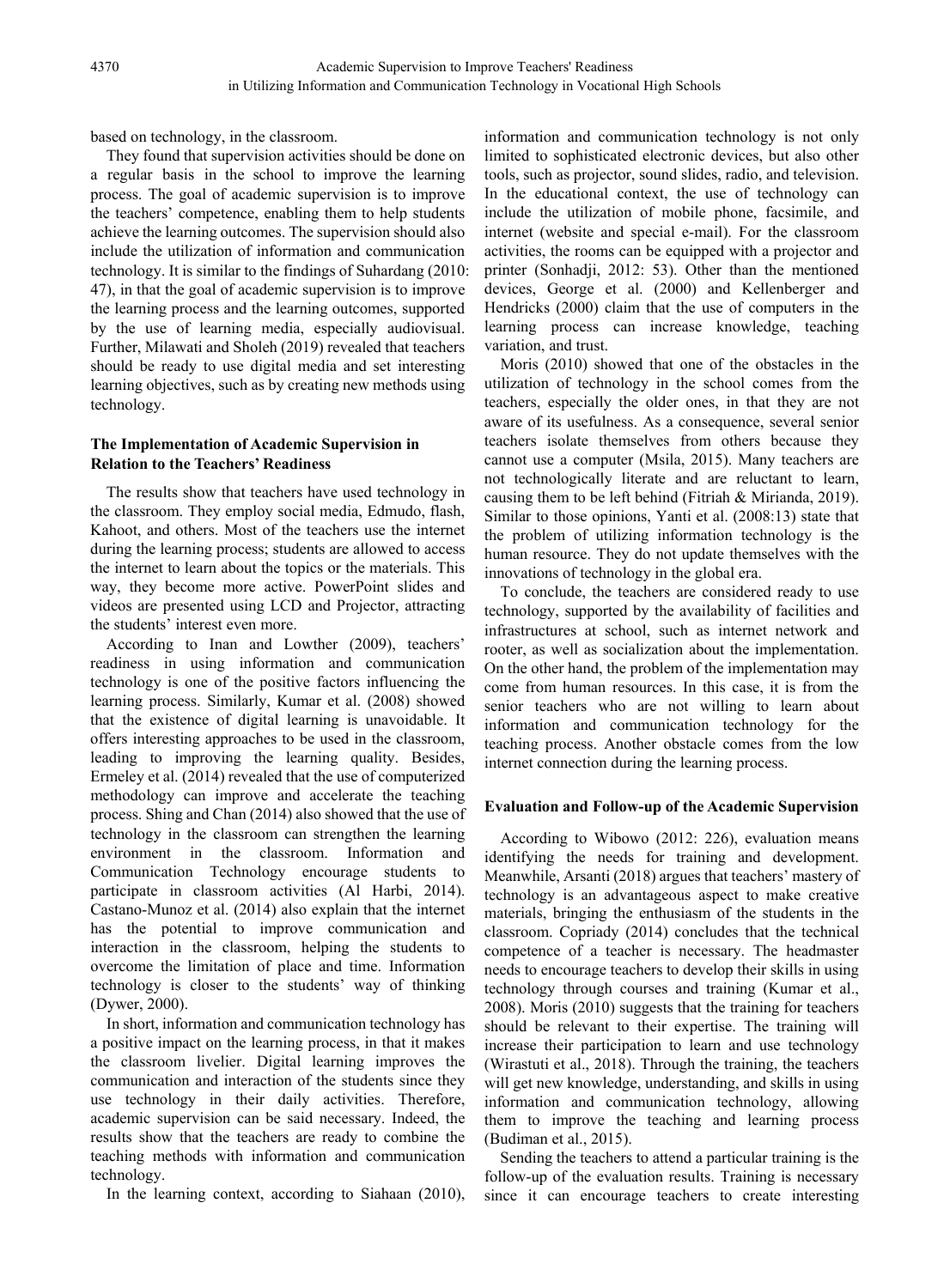based on technology, in the classroom.

They found that supervision activities should be done on a regular basis in the school to improve the learning process. The goal of academic supervision is to improve the teachers' competence, enabling them to help students achieve the learning outcomes. The supervision should also include the utilization of information and communication technology. It is similar to the findings of Suhardang (2010: 47), in that the goal of academic supervision is to improve the learning process and the learning outcomes, supported by the use of learning media, especially audiovisual. Further, Milawati and Sholeh (2019) revealed that teachers should be ready to use digital media and set interesting learning objectives, such as by creating new methods using technology.

### The Implementation of Academic Supervision in Relation to the Teachers' Readiness

The results show that teachers have used technology in the classroom. They employ social media, Edmudo, flash, Kahoot, and others. Most of the teachers use the internet during the learning process; students are allowed to access the internet to learn about the topics or the materials. This way, they become more active. PowerPoint slides and videos are presented using LCD and Projector, attracting the students' interest even more.

According to Inan and Lowther (2009), teachers' readiness in using information and communication technology is one of the positive factors influencing the learning process. Similarly, Kumar et al. (2008) showed that the existence of digital learning is unavoidable. It offers interesting approaches to be used in the classroom, leading to improving the learning quality. Besides, Ermeley et al. (2014) revealed that the use of computerized methodology can improve and accelerate the teaching process. Shing and Chan (2014) also showed that the use of technology in the classroom can strengthen the learning environment in the classroom. Information and Communication Technology encourage students to participate in classroom activities (Al Harbi, 2014). Castano-Munoz et al. (2014) also explain that the internet has the potential to improve communication and interaction in the classroom, helping the students to overcome the limitation of place and time. Information technology is closer to the students' way of thinking (Dywer, 2000).

In short, information and communication technology has a positive impact on the learning process, in that it makes the classroom livelier. Digital learning improves the communication and interaction of the students since they use technology in their daily activities. Therefore, academic supervision can be said necessary. Indeed, the results show that the teachers are ready to combine the teaching methods with information and communication technology.

In the learning context, according to Siahaan (2010), information and communication technology is not only limited to sophisticated electronic devices, but also other tools, such as projector, sound slides, radio, and television. In the educational context, the use of technology can include the utilization of mobile phone, facsimile, and internet (website and special e-mail). For the classroom activities, the rooms can be equipped with a projector and printer (Sonhadji, 2012: 53). Other than the mentioned devices, George et al. (2000) and Kellenberger and Hendricks (2000) claim that the use of computers in the learning process can increase knowledge, teaching variation, and trust.

Moris (2010) showed that one of the obstacles in the utilization of technology in the school comes from the teachers, especially the older ones, in that they are not aware of its usefulness. As a consequence, several senior teachers isolate themselves from others because they cannot use a computer (Msila, 2015). Many teachers are not technologically literate and are reluctant to learn, causing them to be left behind (Fitriah & Mirianda, 2019). Similar to those opinions, Yanti et al. (2008:13) state that the problem of utilizing information technology is the human resource. They do not update themselves with the innovations of technology in the global era.

To conclude, the teachers are considered ready to use technology, supported by the availability of facilities and infrastructures at school, such as internet network and rooter, as well as socialization about the implementation. On the other hand, the problem of the implementation may come from human resources. In this case, it is from the senior teachers who are not willing to learn about information and communication technology for the teaching process. Another obstacle comes from the low internet connection during the learning process.

### Evaluation and Follow-up of the Academic Supervision

According to Wibowo (2012: 226), evaluation means identifying the needs for training and development. Meanwhile, Arsanti (2018) argues that teachers' mastery of technology is an advantageous aspect to make creative materials, bringing the enthusiasm of the students in the classroom. Copriady (2014) concludes that the technical competence of a teacher is necessary. The headmaster needs to encourage teachers to develop their skills in using technology through courses and training (Kumar et al., 2008). Moris (2010) suggests that the training for teachers should be relevant to their expertise. The training will increase their participation to learn and use technology (Wirastuti et al., 2018). Through the training, the teachers will get new knowledge, understanding, and skills in using information and communication technology, allowing them to improve the teaching and learning process (Budiman et al., 2015).

Sending the teachers to attend a particular training is the follow-up of the evaluation results. Training is necessary since it can encourage teachers to create interesting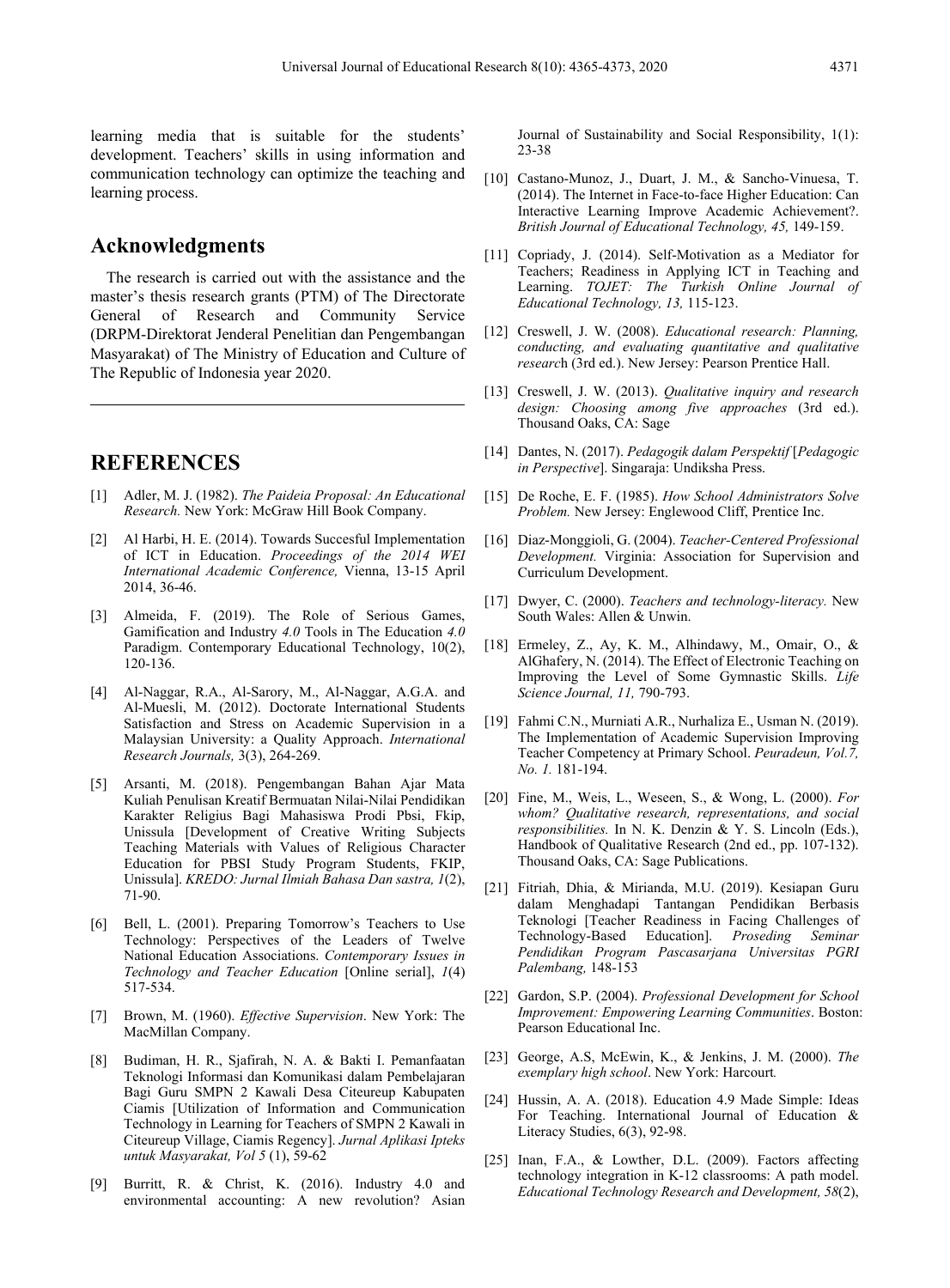learning media that is suitable for the students' development. Teachers' skills in using information and communication technology can optimize the teaching and learning process.

## Acknowledgments

The research is carried out with the assistance and the master's thesis research grants (PTM) of The Directorate General of Research and Community Service (DRPM-Direktorat Jenderal Penelitian dan Pengembangan Masyarakat) of The Ministry of Education and Culture of The Republic of Indonesia year 2020.

## REFERENCES

[1] Adler, M. J. (1982). *The Paideia Proposal: An Educational Research.* New York: McGraw Hill Book Company.

[2] Al Harbi, H. E. (2014). Towards Succesful Implementation of ICT in Education. *Proceedings of the 2014 WEI International Academic Conference,* Vienna, 13-15 April 2014, 36-46.

[3] Almeida, F. (2019). The Role of Serious Games, Gamification and Industry *4.0* Tools in The Education *4.0* Paradigm. Contemporary Educational Technology, 10(2), 120-136.

[4] Al-Naggar, R.A., Al-Sarory, M., Al-Naggar, A.G.A. and Al-Muesli, M. (2012). Doctorate International Students Satisfaction and Stress on Academic Supervision in a Malaysian University: a Quality Approach. *International Research Journals,* 3(3), 264-269.

[5] Arsanti, M. (2018). Pengembangan Bahan Ajar Mata Kuliah Penulisan Kreatif Bermuatan Nilai-Nilai Pendidikan Karakter Religius Bagi Mahasiswa Prodi Pbsi, Fkip, Unissula [Development of Creative Writing Subjects Teaching Materials with Values of Religious Character Education for PBSI Study Program Students, FKIP, Unissula]. *KREDO: Jurnal Ilmiah Bahasa Dan sastra, 1*(2), 71-90.

[6] Bell, L. (2001). Preparing Tomorrow's Teachers to Use Technology: Perspectives of the Leaders of Twelve National Education Associations. *Contemporary Issues in Technology and Teacher Education* [Online serial], *1*(4) 517-534.

[7] Brown, M. (1960). *Effective Supervision*. New York: The MacMillan Company.

[8] Budiman, H. R., Sjafirah, N. A. & Bakti I. Pemanfaatan Teknologi Informasi dan Komunikasi dalam Pembelajaran Bagi Guru SMPN 2 Kawali Desa Citeureup Kabupaten Ciamis [Utilization of Information and Communication Technology in Learning for Teachers of SMPN 2 Kawali in Citeureup Village, Ciamis Regency]. *Jurnal Aplikasi Ipteks untuk Masyarakat, Vol 5* (1), 59-62

[9] Burritt, R. & Christ, K. (2016). Industry 4.0 and environmental accounting: A new revolution? Asian Journal of Sustainability and Social Responsibility, 1(1): 23-38

[10] Castano-Munoz, J., Duart, J. M., & Sancho-Vinuesa, T. (2014). The Internet in Face-to-face Higher Education: Can Interactive Learning Improve Academic Achievement?. *British Journal of Educational Technology, 45,* 149-159.

[11] Copriady, J. (2014). Self-Motivation as a Mediator for Teachers; Readiness in Applying ICT in Teaching and Learning. *TOJET: The Turkish Online Journal of Educational Technology, 13,* 115-123.

[12] Creswell, J. W. (2008). *Educational research: Planning, conducting, and evaluating quantitative and qualitative researc*h (3rd ed.). New Jersey: Pearson Prentice Hall.

[13] Creswell, J. W. (2013). *Qualitative inquiry and research design: Choosing among five approaches* (3rd ed.). Thousand Oaks, CA: Sage

[14] Dantes, N. (2017). *Pedagogik dalam Perspektif* [*Pedagogic in Perspective*]. Singaraja: Undiksha Press.

[15] De Roche, E. F. (1985). *How School Administrators Solve Problem.* New Jersey: Englewood Cliff, Prentice Inc.

[16] Diaz-Monggioli, G. (2004). *Teacher-Centered Professional Development.* Virginia: Association for Supervision and Curriculum Development.

[17] Dwyer, C. (2000). *Teachers and technology-literacy.* New South Wales: Allen & Unwin.

[18] Ermeley, Z., Ay, K. M., Alhindawy, M., Omair, O., & AlGhafery, N. (2014). The Effect of Electronic Teaching on Improving the Level of Some Gymnastic Skills. *Life Science Journal, 11,* 790-793.

[19] Fahmi C.N., Murniati A.R., Nurhaliza E., Usman N. (2019). The Implementation of Academic Supervision Improving Teacher Competency at Primary School. *Peuradeun, Vol.7, No. 1.* 181-194.

[20] Fine, M., Weis, L., Weseen, S., & Wong, L. (2000). *For whom? Qualitative research, representations, and social responsibilities.* In N. K. Denzin & Y. S. Lincoln (Eds.), Handbook of Qualitative Research (2nd ed., pp. 107-132). Thousand Oaks, CA: Sage Publications.

[21] Fitriah, Dhia, & Mirianda, M.U. (2019). Kesiapan Guru dalam Menghadapi Tantangan Pendidikan Berbasis Teknologi [Teacher Readiness in Facing Challenges of Technology-Based Education]. *Proseding Seminar Pendidikan Program Pascasarjana Universitas PGRI Palembang,* 148-153

[22] Gardon, S.P. (2004). *Professional Development for School Improvement: Empowering Learning Communities*. Boston: Pearson Educational Inc.

[23] George, A.S, McEwin, K., & Jenkins, J. M. (2000). *The exemplary high school*. New York: Harcourt*.*

[24] Hussin, A. A. (2018). Education 4.9 Made Simple: Ideas For Teaching. International Journal of Education & Literacy Studies, 6(3), 92-98.

[25] Inan, F.A., & Lowther, D.L. (2009). Factors affecting technology integration in K-12 classrooms: A path model. *Educational Technology Research and Development, 58*(2),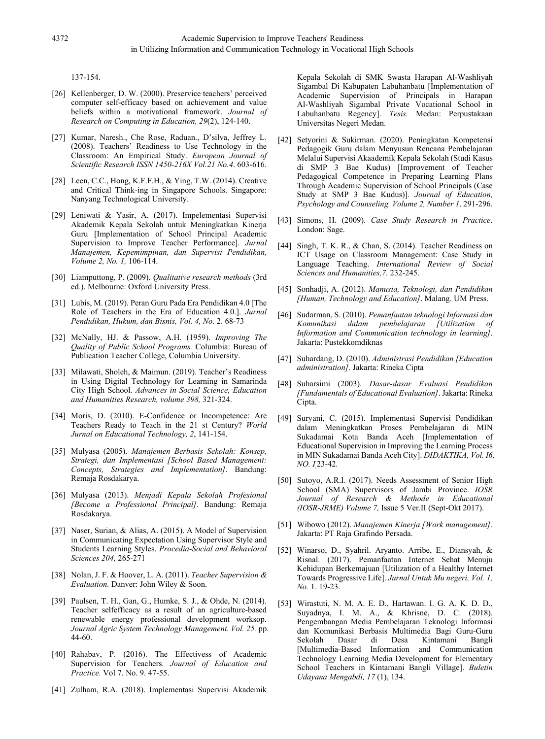137-154.

[26] Kellenberger, D. W. (2000). Preservice teachers' perceived computer self-efficacy based on achievement and value beliefs within a motivational framework. *Journal of Research on Computing in Education, 29*(2), 124-140.

[27] Kumar, Naresh., Che Rose, Raduan., D'silva, Jeffrey L. (2008). Teachers' Readiness to Use Technology in the Classroom: An Empirical Study. *European Journal of Scientific Research ISSN 1450-216X Vol.21 No.4*. 603-616.

[28] Leen, C.C., Hong, K.F.F.H., & Ying, T.W. (2014). Creative and Critical Think-ing in Singapore Schools. Singapore: Nanyang Technological University.

[29] Leniwati & Yasir, A. (2017). Impelementasi Supervisi Akademik Kepala Sekolah untuk Meningkatkan Kinerja Guru [Implementation of School Principal Academic Supervision to Improve Teacher Performance]. *Jurnal Manajemen, Kepemimpinan, dan Supervisi Pendidikan, Volume 2, No. 1,* 106-114.

[30] Liamputtong, P. (2009). *Qualitative research methods* (3rd ed.). Melbourne: Oxford University Press.

[31] Lubis, M. (2019). Peran Guru Pada Era Pendidikan 4.0 [The Role of Teachers in the Era of Education 4.0.]. *Jurnal Pendidikan, Hukum, dan Bisnis, Vol. 4, No*. 2. 68-73

[32] McNally, HJ. & Passow, A.H. (1959). *Improving The Quality of Public School Programs.* Columbia: Bureau of Publication Teacher College, Columbia University.

[33] Milawati, Sholeh, & Maimun. (2019). Teacher's Readiness in Using Digital Technology for Learning in Samarinda City High School. *Advances in Social Science, Education and Humanities Research, volume 398,* 321-324.

[34] Moris, D. (2010). E-Confidence or Incompetence: Are Teachers Ready to Teach in the 21 st Century? *World Jurnal on Educational Technology, 2*, 141-154.

[35] Mulyasa (2005). *Manajemen Berbasis Sekolah: Konsep, Strategi, dan Implementasi [School Based Management: Concepts, Strategies and Implementation]*. Bandung: Remaja Rosdakarya.

[36] Mulyasa (2013). *Menjadi Kepala Sekolah Profesional [Become a Professional Principal]*. Bandung: Remaja Rosdakarya.

[37] Naser, Surian, & Alias, A. (2015). A Model of Supervision in Communicating Expectation Using Supervisor Style and Students Learning Styles. *Procedia-Social and Behavioral Sciences 204,* 265-271

[38] Nolan, J. F. & Hoover, L. A. (2011). *Teacher Supervision & Evaluation.* Danver: John Wiley & Soon.

[39] Paulsen, T. H., Gan, G., Humke, S. J., & Ohde, N. (2014). Teacher selfefficacy as a result of an agriculture-based renewable energy professional development worksop. *Journal Agric System Technology Management. Vol. 25.* pp. 44-60.

[40] Rahabav, P. (2016). The Effectivess of Academic Supervision for Teachers*. Journal of Education and Practice.* Vol 7. No. 9. 47-55.

[41] Zulham, R.A. (2018). Implementasi Supervisi Akademik Kepala Sekolah di SMK Swasta Harapan Al-Washliyah Sigambal Di Kabupaten Labuhanbatu [Implementation of Academic Supervision of Principals in Harapan Al-Washliyah Sigambal Private Vocational School in Labuhanbatu Regency]. *Tesis.* Medan: Perpustakaan Universitas Negeri Medan.

[42] Setyorini & Sukirman. (2020). Peningkatan Kompetensi Pedagogik Guru dalam Menyusun Rencana Pembelajaran Melalui Supervisi Akaademik Kepala Sekolah (Studi Kasus di SMP 3 Bae Kudus) [Improvement of Teacher Pedagogical Competence in Preparing Learning Plans Through Academic Supervision of School Principals (Case Study at SMP 3 Bae Kudus)]. *Journal of Education, Psychology and Counseling. Volume 2, Number 1*. 291-296.

[43] Simons, H. (2009). *Case Study Research in Practice*. London: Sage.

[44] Singh, T. K. R., & Chan, S. (2014). Teacher Readiness on ICT Usage on Classroom Management: Case Study in Language Teaching. *International Review of Social Sciences and Humanities,7.* 232-245.

[45] Sonhadji, A. (2012). *Manusia, Teknologi, dan Pendidikan [Human, Technology and Education]*. Malang. UM Press.

[46] Sudarman, S. (2010). *Pemanfaatan teknologi Informasi dan Komunikasi dalam pembelajaran [Utilization of Information and Communication technology in learning]*. Jakarta: Pustekkomdiknas

[47] Suhardang, D. (2010). *Administrasi Pendidikan [Education administration]*. Jakarta: Rineka Cipta

[48] Suharsimi (2003). *Dasar-dasar Evaluasi Pendidikan [Fundamentals of Educational Evaluation]*. Jakarta: Rineka Cipta.

[49] Suryani, C. (2015). Implementasi Supervisi Pendidikan dalam Meningkatkan Proses Pembelajaran di MIN Sukadamai Kota Banda Aceh [Implementation of Educational Supervision in Improving the Learning Process in MIN Sukadamai Banda Aceh City]. *DIDAKTIKA, Vol. I6, NO. 1,*23-42*.*

[50] Sutoyo, A.R.I. (2017). Needs Assessment of Senior High School (SMA) Supervisors of Jambi Province. *IOSR Journal of Research & Methode in Educational (IOSR-JRME) Volume 7,* Issue 5 Ver.II (Sept-Okt 2017).

[51] Wibowo (2012). *Manajemen Kinerja [Work management]*. Jakarta: PT Raja Grafindo Persada.

[52] Winarso, D., Syahril. Aryanto. Arribe, E., Diansyah, & Risnal. (2017). Pemanfaatan Internet Sehat Menuju Kehidupan Berkemajuan [Utilization of a Healthy Internet Towards Progressive Life]. *Jurnal Untuk Mu negeri, Vol. 1, No.* 1. 19-23.

[53] Wirastuti, N. M. A. E. D., Hartawan. I. G. A. K. D. D., Suyadnya, I. M. A., & Khrisne, D. C. (2018). Pengembangan Media Pembelajaran Teknologi Informasi dan Komunikasi Berbasis Multimedia Bagi Guru-Guru Sekolah Dasar di Desa Kintamani Bangli [Multimedia-Based Information and Communication Technology Learning Media Development for Elementary School Teachers in Kintamani Bangli Village]. *Buletin Udayana Mengabdi, 17* (1), 134.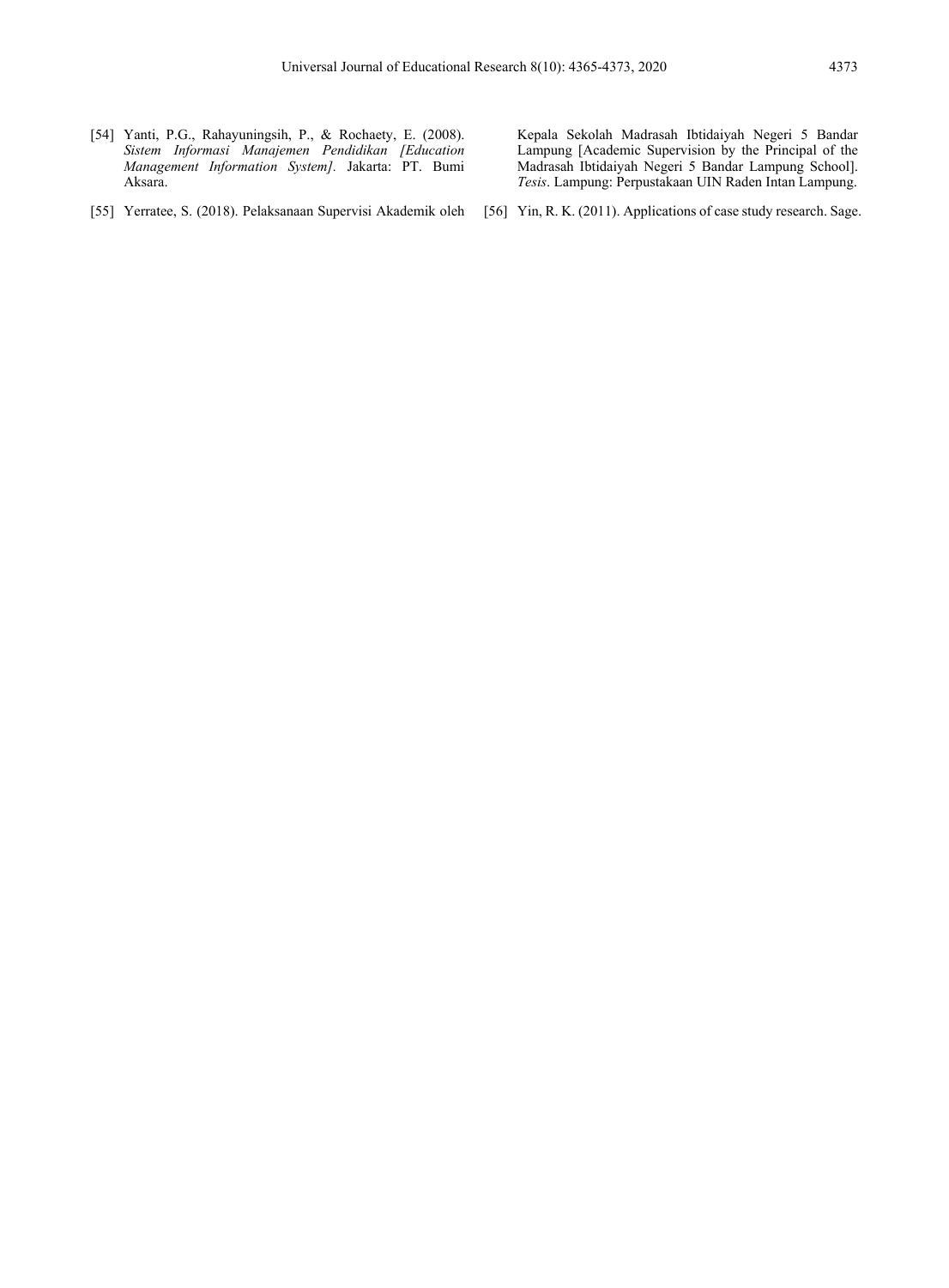[54] Yanti, P.G., Rahayuningsih, P., & Rochaety, E. (2008). *Sistem Informasi Manajemen Pendidikan [Education Management Information System].* Jakarta: PT. Bumi Aksara.

[55] Yerratee, S. (2018). Pelaksanaan Supervisi Akademik oleh Kepala Sekolah Madrasah Ibtidaiyah Negeri 5 Bandar Lampung [Academic Supervision by the Principal of the Madrasah Ibtidaiyah Negeri 5 Bandar Lampung School]. *Tesis*. Lampung: Perpustakaan UIN Raden Intan Lampung.

[56] Yin, R. K. (2011). Applications of case study research. Sage.